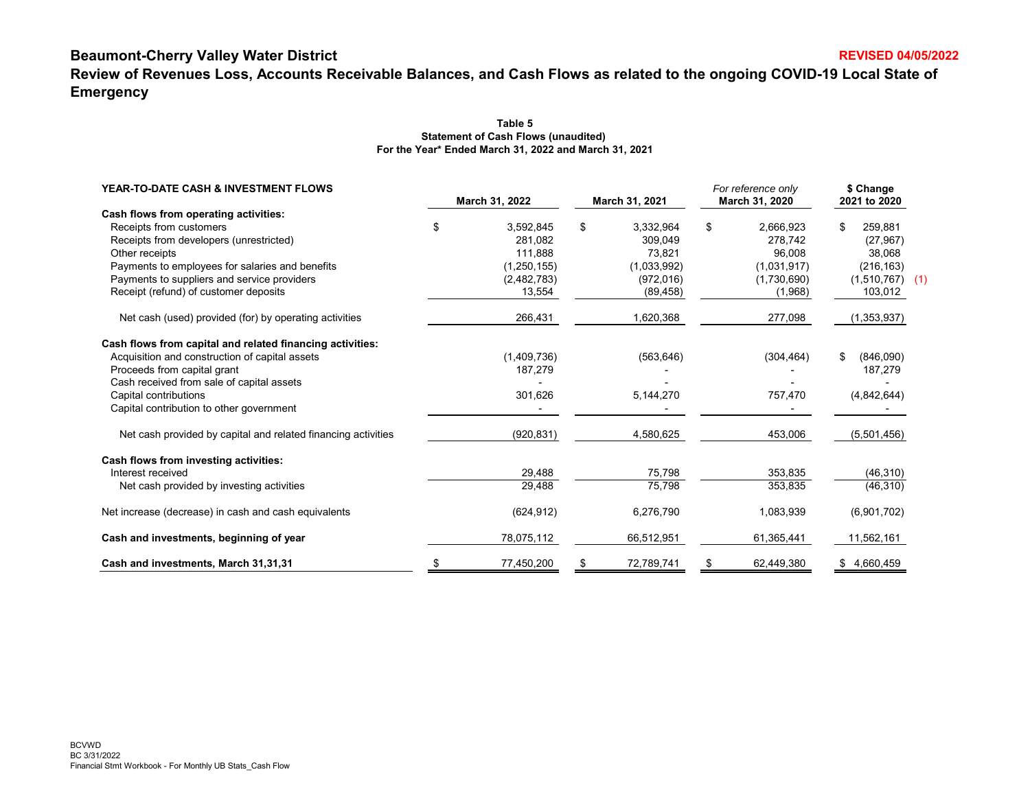**Beaumont-Cherry Valley Water District** **REVISED 04/05/2022**

## Review of Revenues Loss, Accounts Receivable Balances, and Cash Flows as related to the ongoing COVID-19 Local State of Emergency

**Table 5**
**Statement of Cash Flows (unaudited)**
**For the Year* Ended March 31, 2022 and March 31, 2021**

| YEAR-TO-DATE CASH & INVESTMENT FLOWS | March 31, 2022 | March 31, 2021 | *For reference only* March 31, 2020 | $ Change 2021 to 2020 | |
|---|---|---|---|---|---|
| **Cash flows from operating activities:** | | | | | |
| Receipts from customers | $ 3,592,845 | $ 3,332,964 | $ 2,666,923 | $ 259,881 | |
| Receipts from developers (unrestricted) | 281,082 | 309,049 | 278,742 | (27,967) | |
| Other receipts | 111,888 | 73,821 | 96,008 | 38,068 | |
| Payments to employees for salaries and benefits | (1,250,155) | (1,033,992) | (1,031,917) | (216,163) | |
| Payments to suppliers and service providers | (2,482,783) | (972,016) | (1,730,690) | (1,510,767) | (1) |
| Receipt (refund) of customer deposits | 13,554 | (89,458) | (1,968) | 103,012 | |
| Net cash (used) provided (for) by operating activities | 266,431 | 1,620,368 | 277,098 | (1,353,937) | |
| **Cash flows from capital and related financing activities:** | | | | | |
| Acquisition and construction of capital assets | (1,409,736) | (563,646) | (304,464) | $ (846,090) | |
| Proceeds from capital grant | 187,279 | - | - | 187,279 | |
| Cash received from sale of capital assets | - | - | - | - | |
| Capital contributions | 301,626 | 5,144,270 | 757,470 | (4,842,644) | |
| Capital contribution to other government | - | - | - | - | |
| Net cash provided by capital and related financing activities | (920,831) | 4,580,625 | 453,006 | (5,501,456) | |
| **Cash flows from investing activities:** | | | | | |
| Interest received | 29,488 | 75,798 | 353,835 | (46,310) | |
| Net cash provided by investing activities | 29,488 | 75,798 | 353,835 | (46,310) | |
| Net increase (decrease) in cash and cash equivalents | (624,912) | 6,276,790 | 1,083,939 | (6,901,702) | |
| **Cash and investments, beginning of year** | 78,075,112 | 66,512,951 | 61,365,441 | 11,562,161 | |
| **Cash and investments, March 31,31,31** | $ 77,450,200 | $ 72,789,741 | $ 62,449,380 | $ 4,660,459 | |

BCVWD
BC 3/31/2022
Financial Stmt Workbook - For Monthly UB Stats_Cash Flow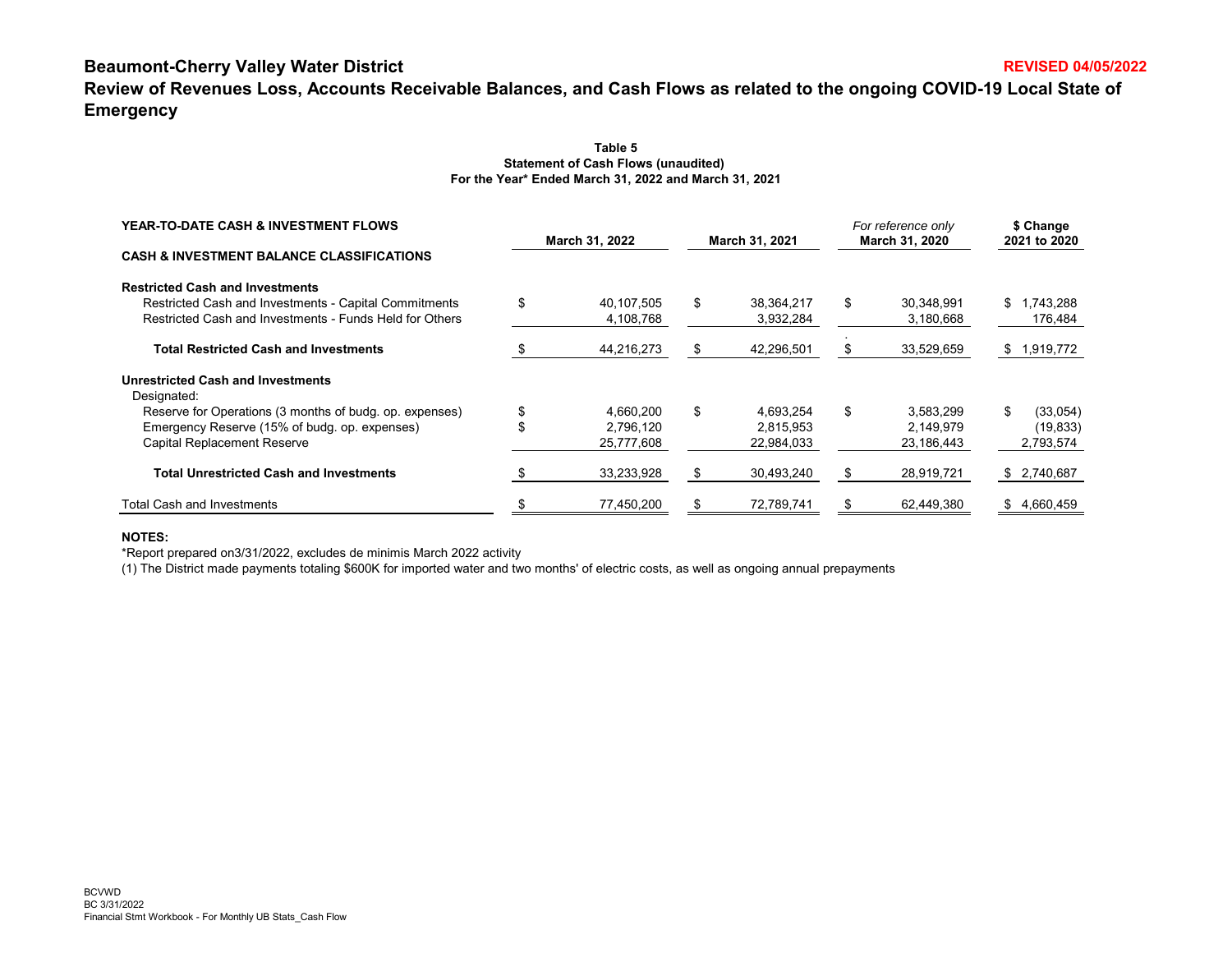# Beaumont-Cherry Valley Water District

**REVISED 04/05/2022**

## Review of Revenues Loss, Accounts Receivable Balances, and Cash Flows as related to the ongoing COVID-19 Local State of Emergency

**Table 5**
**Statement of Cash Flows (unaudited)**
**For the Year* Ended March 31, 2022 and March 31, 2021**

| YEAR-TO-DATE CASH & INVESTMENT FLOWS | March 31, 2022 | March 31, 2021 | *For reference only* March 31, 2020 | $ Change 2021 to 2020 |
|---|---|---|---|---|
| **CASH & INVESTMENT BALANCE CLASSIFICATIONS** | | | | |
| **Restricted Cash and Investments** | | | | |
| Restricted Cash and Investments - Capital Commitments | $ 40,107,505 | $ 38,364,217 | $ 30,348,991 | $ 1,743,288 |
| Restricted Cash and Investments - Funds Held for Others | 4,108,768 | 3,932,284 | 3,180,668 | 176,484 |
| **Total Restricted Cash and Investments** | $ 44,216,273 | $ 42,296,501 | $ 33,529,659 | $ 1,919,772 |
| **Unrestricted Cash and Investments** | | | | |
| Designated: | | | | |
| Reserve for Operations (3 months of budg. op. expenses) | $ 4,660,200 | $ 4,693,254 | $ 3,583,299 | $ (33,054) |
| Emergency Reserve (15% of budg. op. expenses) | $ 2,796,120 | 2,815,953 | 2,149,979 | (19,833) |
| Capital Replacement Reserve | 25,777,608 | 22,984,033 | 23,186,443 | 2,793,574 |
| **Total Unrestricted Cash and Investments** | $ 33,233,928 | $ 30,493,240 | $ 28,919,721 | $ 2,740,687 |
| Total Cash and Investments | $ 77,450,200 | $ 72,789,741 | $ 62,449,380 | $ 4,660,459 |

**NOTES:**

*Report prepared on3/31/2022, excludes de minimis March 2022 activity

(1) The District made payments totaling $600K for imported water and two months' of electric costs, as well as ongoing annual prepayments

BCVWD
BC 3/31/2022
Financial Stmt Workbook - For Monthly UB Stats_Cash Flow